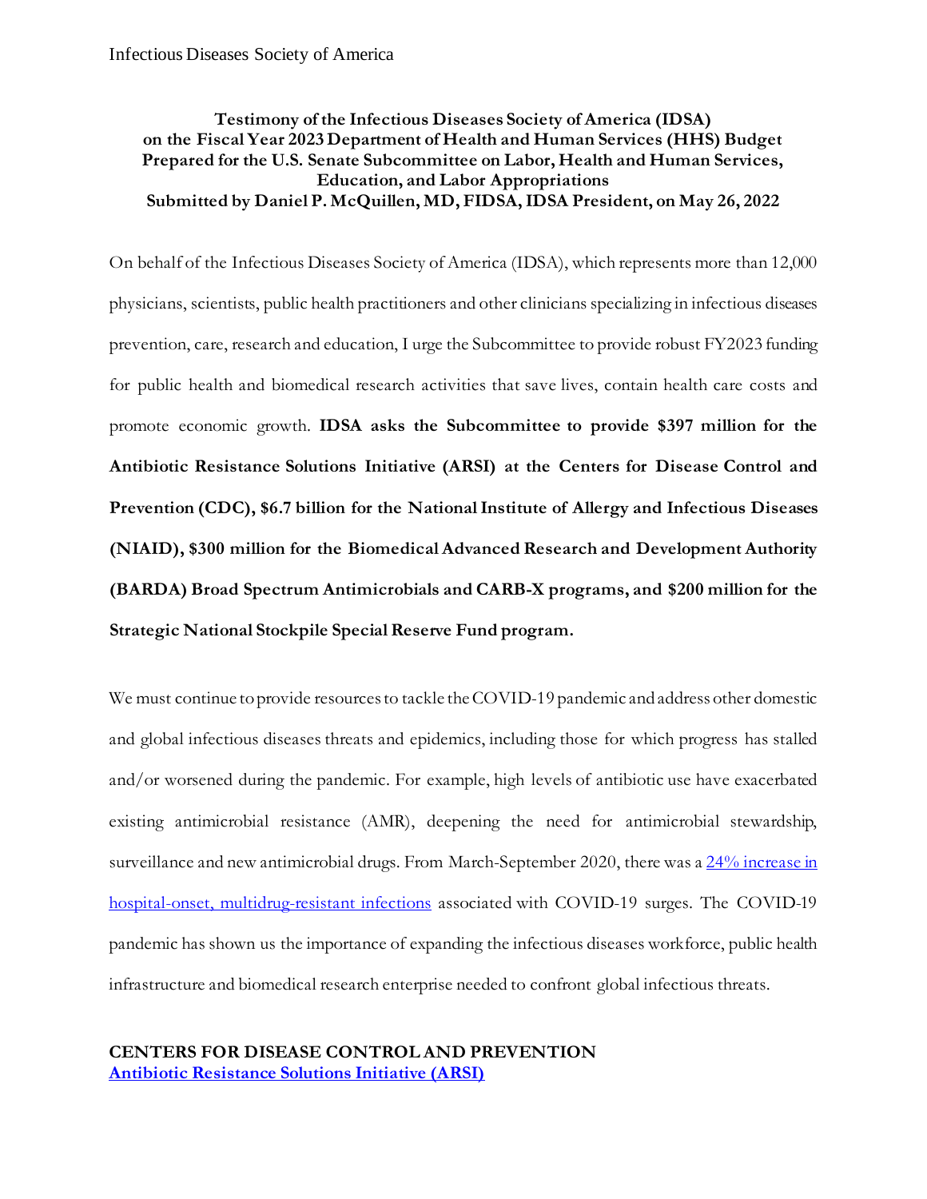Infectious Diseases Society of America

**Testimony of the Infectious Diseases Society of America (IDSA) on the Fiscal Year 2023 Department of Health and Human Services (HHS) Budget Prepared for the U.S. Senate Subcommittee on Labor, Health and Human Services, Education, and Labor Appropriations**
**Submitted by Daniel P. McQuillen, MD, FIDSA, IDSA President, on May 26, 2022**

On behalf of the Infectious Diseases Society of America (IDSA), which represents more than 12,000 physicians, scientists, public health practitioners and other clinicians specializing in infectious diseases prevention, care, research and education, I urge the Subcommittee to provide robust FY2023 funding for public health and biomedical research activities that save lives, contain health care costs and promote economic growth. **IDSA asks the Subcommittee to provide $397 million for the Antibiotic Resistance Solutions Initiative (ARSI) at the Centers for Disease Control and Prevention (CDC), $6.7 billion for the National Institute of Allergy and Infectious Diseases (NIAID), $300 million for the Biomedical Advanced Research and Development Authority (BARDA) Broad Spectrum Antimicrobials and CARB-X programs, and $200 million for the Strategic National Stockpile Special Reserve Fund program.**

We must continue to provide resources to tackle the COVID-19 pandemic and address other domestic and global infectious diseases threats and epidemics, including those for which progress has stalled and/or worsened during the pandemic. For example, high levels of antibiotic use have exacerbated existing antimicrobial resistance (AMR), deepening the need for antimicrobial stewardship, surveillance and new antimicrobial drugs. From March-September 2020, there was a 24% increase in hospital-onset, multidrug-resistant infections associated with COVID-19 surges. The COVID-19 pandemic has shown us the importance of expanding the infectious diseases workforce, public health infrastructure and biomedical research enterprise needed to confront global infectious threats.

## CENTERS FOR DISEASE CONTROL AND PREVENTION

### Antibiotic Resistance Solutions Initiative (ARSI)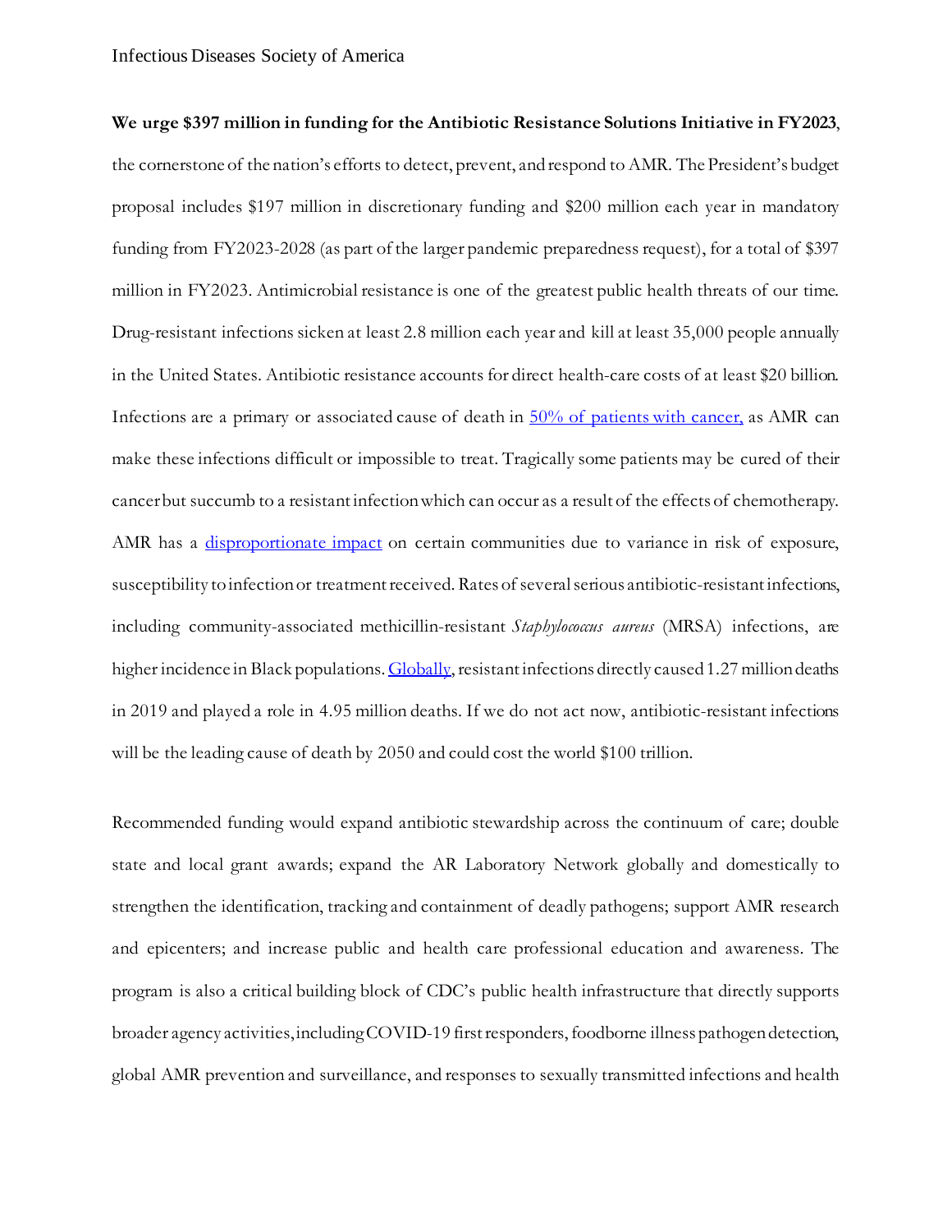**We urge $397 million in funding for the Antibiotic Resistance Solutions Initiative in FY2023**, the cornerstone of the nation's efforts to detect, prevent, and respond to AMR. The President's budget proposal includes $197 million in discretionary funding and $200 million each year in mandatory funding from FY2023-2028 (as part of the larger pandemic preparedness request), for a total of $397 million in FY2023. Antimicrobial resistance is one of the greatest public health threats of our time. Drug-resistant infections sicken at least 2.8 million each year and kill at least 35,000 people annually in the United States. Antibiotic resistance accounts for direct health-care costs of at least $20 billion. Infections are a primary or associated cause of death in 50% of patients with cancer, as AMR can make these infections difficult or impossible to treat. Tragically some patients may be cured of their cancer but succumb to a resistant infection which can occur as a result of the effects of chemotherapy. AMR has a disproportionate impact on certain communities due to variance in risk of exposure, susceptibility to infection or treatment received. Rates of several serious antibiotic-resistant infections, including community-associated methicillin-resistant *Staphylococcus aureus* (MRSA) infections, are higher incidence in Black populations. Globally, resistant infections directly caused 1.27 million deaths in 2019 and played a role in 4.95 million deaths. If we do not act now, antibiotic-resistant infections will be the leading cause of death by 2050 and could cost the world $100 trillion.

Recommended funding would expand antibiotic stewardship across the continuum of care; double state and local grant awards; expand the AR Laboratory Network globally and domestically to strengthen the identification, tracking and containment of deadly pathogens; support AMR research and epicenters; and increase public and health care professional education and awareness. The program is also a critical building block of CDC's public health infrastructure that directly supports broader agency activities, including COVID-19 first responders, foodborne illness pathogen detection, global AMR prevention and surveillance, and responses to sexually transmitted infections and health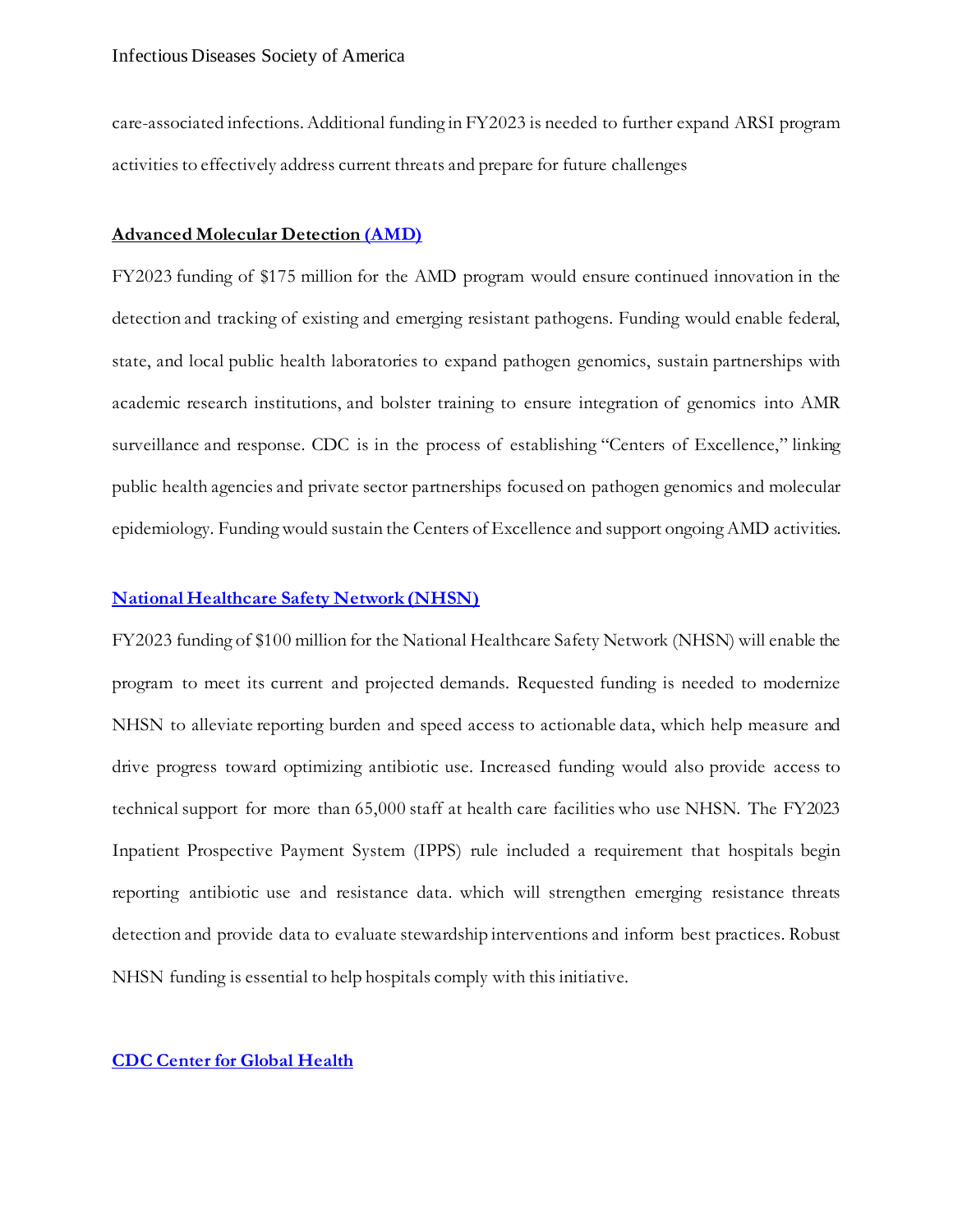care-associated infections. Additional funding in FY2023 is needed to further expand ARSI program activities to effectively address current threats and prepare for future challenges

**Advanced Molecular Detection (AMD)**

FY2023 funding of $175 million for the AMD program would ensure continued innovation in the detection and tracking of existing and emerging resistant pathogens. Funding would enable federal, state, and local public health laboratories to expand pathogen genomics, sustain partnerships with academic research institutions, and bolster training to ensure integration of genomics into AMR surveillance and response. CDC is in the process of establishing "Centers of Excellence," linking public health agencies and private sector partnerships focused on pathogen genomics and molecular epidemiology. Funding would sustain the Centers of Excellence and support ongoing AMD activities.

**National Healthcare Safety Network (NHSN)**

FY2023 funding of $100 million for the National Healthcare Safety Network (NHSN) will enable the program to meet its current and projected demands. Requested funding is needed to modernize NHSN to alleviate reporting burden and speed access to actionable data, which help measure and drive progress toward optimizing antibiotic use. Increased funding would also provide access to technical support for more than 65,000 staff at health care facilities who use NHSN. The FY2023 Inpatient Prospective Payment System (IPPS) rule included a requirement that hospitals begin reporting antibiotic use and resistance data. which will strengthen emerging resistance threats detection and provide data to evaluate stewardship interventions and inform best practices. Robust NHSN funding is essential to help hospitals comply with this initiative.

**CDC Center for Global Health**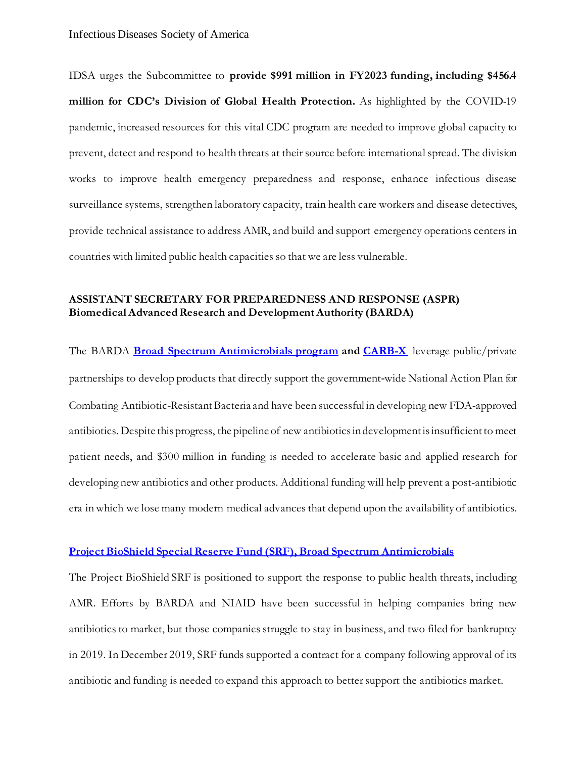IDSA urges the Subcommittee to **provide $991 million in FY2023 funding, including $456.4 million for CDC's Division of Global Health Protection.** As highlighted by the COVID-19 pandemic, increased resources for this vital CDC program are needed to improve global capacity to prevent, detect and respond to health threats at their source before international spread. The division works to improve health emergency preparedness and response, enhance infectious disease surveillance systems, strengthen laboratory capacity, train health care workers and disease detectives, provide technical assistance to address AMR, and build and support emergency operations centers in countries with limited public health capacities so that we are less vulnerable.

**ASSISTANT SECRETARY FOR PREPAREDNESS AND RESPONSE (ASPR)**
**Biomedical Advanced Research and Development Authority (BARDA)**

The BARDA **Broad Spectrum Antimicrobials program and CARB-X** leverage public/private partnerships to develop products that directly support the government-wide National Action Plan for Combating Antibiotic-Resistant Bacteria and have been successful in developing new FDA-approved antibiotics. Despite this progress, the pipeline of new antibiotics in development is insufficient to meet patient needs, and $300 million in funding is needed to accelerate basic and applied research for developing new antibiotics and other products. Additional funding will help prevent a post-antibiotic era in which we lose many modern medical advances that depend upon the availability of antibiotics.

**Project BioShield Special Reserve Fund (SRF), Broad Spectrum Antimicrobials**

The Project BioShield SRF is positioned to support the response to public health threats, including AMR. Efforts by BARDA and NIAID have been successful in helping companies bring new antibiotics to market, but those companies struggle to stay in business, and two filed for bankruptcy in 2019. In December 2019, SRF funds supported a contract for a company following approval of its antibiotic and funding is needed to expand this approach to better support the antibiotics market.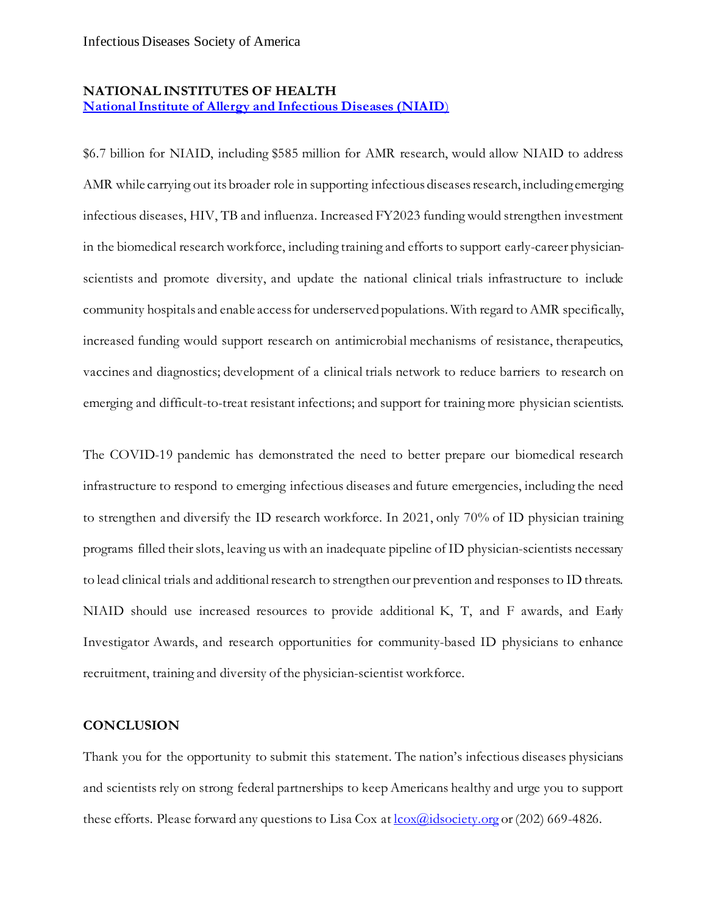**NATIONAL INSTITUTES OF HEALTH**
**[National Institute of Allergy and Infectious Diseases (NIAID)]**

$6.7 billion for NIAID, including $585 million for AMR research, would allow NIAID to address AMR while carrying out its broader role in supporting infectious diseases research, including emerging infectious diseases, HIV, TB and influenza. Increased FY2023 funding would strengthen investment in the biomedical research workforce, including training and efforts to support early-career physician-scientists and promote diversity, and update the national clinical trials infrastructure to include community hospitals and enable access for underserved populations. With regard to AMR specifically, increased funding would support research on antimicrobial mechanisms of resistance, therapeutics, vaccines and diagnostics; development of a clinical trials network to reduce barriers to research on emerging and difficult-to-treat resistant infections; and support for training more physician scientists.

The COVID-19 pandemic has demonstrated the need to better prepare our biomedical research infrastructure to respond to emerging infectious diseases and future emergencies, including the need to strengthen and diversify the ID research workforce. In 2021, only 70% of ID physician training programs filled their slots, leaving us with an inadequate pipeline of ID physician-scientists necessary to lead clinical trials and additional research to strengthen our prevention and responses to ID threats. NIAID should use increased resources to provide additional K, T, and F awards, and Early Investigator Awards, and research opportunities for community-based ID physicians to enhance recruitment, training and diversity of the physician-scientist workforce.

**CONCLUSION**

Thank you for the opportunity to submit this statement. The nation's infectious diseases physicians and scientists rely on strong federal partnerships to keep Americans healthy and urge you to support these efforts. Please forward any questions to Lisa Cox at lcox@idsociety.org or (202) 669-4826.